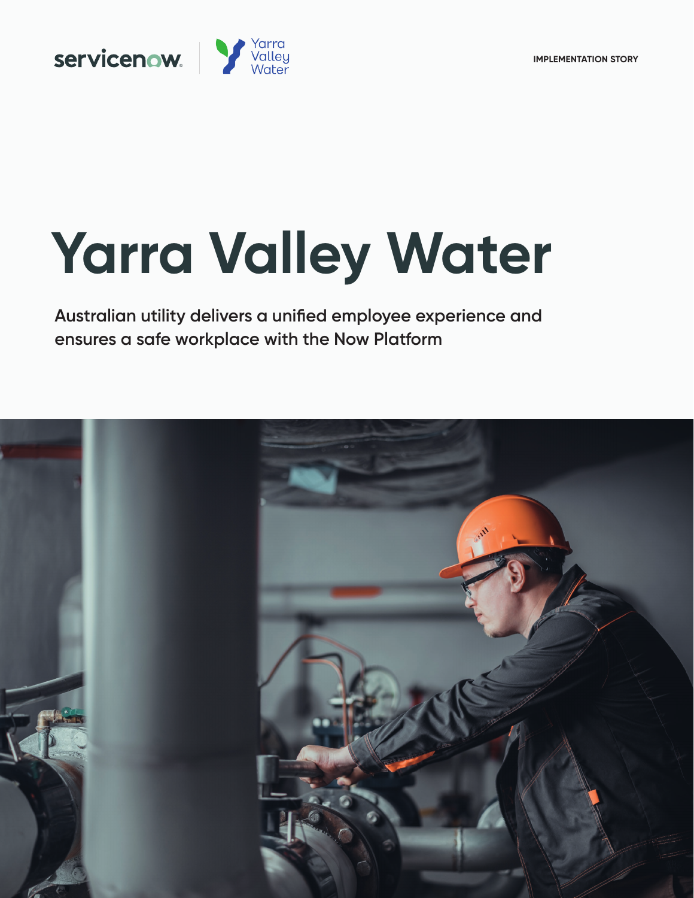IMPLEMENTATION STORY

# Yarra Valley Water

Australian utility delivers a unified employee experience and ensures a safe workplace with the Now Platform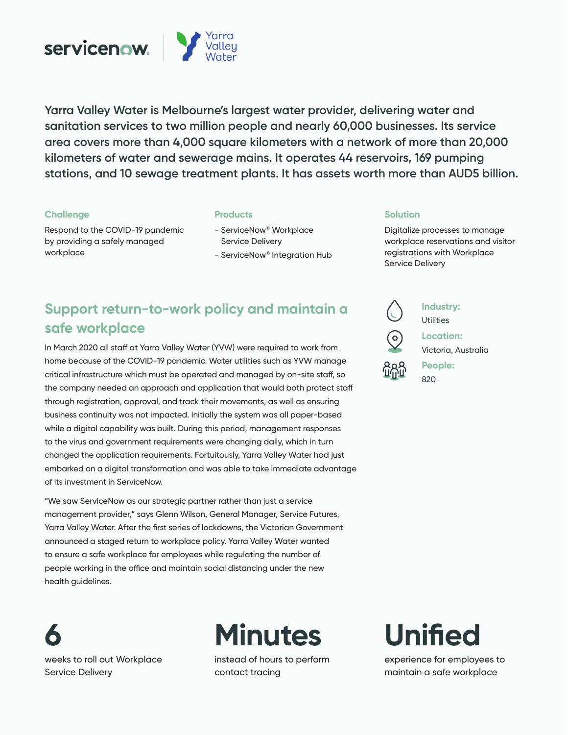Yarra Valley Water is Melbourne's largest water provider, delivering water and sanitation services to two million people and nearly 60,000 businesses. Its service area covers more than 4,000 square kilometers with a network of more than 20,000 kilometers of water and sewerage mains. It operates 44 reservoirs, 169 pumping stations, and 10 sewage treatment plants. It has assets worth more than AUD5 billion.

### Challenge

Respond to the COVID-19 pandemic by providing a safely managed workplace

### Products

- ServiceNow® Workplace Service Delivery
- ServiceNow® Integration Hub

### Solution

Digitalize processes to manage workplace reservations and visitor registrations with Workplace Service Delivery

**Industry:** Utilities

**Location:** Victoria, Australia

**People:** 820

## Support return-to-work policy and maintain a safe workplace

In March 2020 all staff at Yarra Valley Water (YVW) were required to work from home because of the COVID-19 pandemic. Water utilities such as YVW manage critical infrastructure which must be operated and managed by on-site staff, so the company needed an approach and application that would both protect staff through registration, approval, and track their movements, as well as ensuring business continuity was not impacted. Initially the system was all paper-based while a digital capability was built. During this period, management responses to the virus and government requirements were changing daily, which in turn changed the application requirements. Fortuitously, Yarra Valley Water had just embarked on a digital transformation and was able to take immediate advantage of its investment in ServiceNow.

"We saw ServiceNow as our strategic partner rather than just a service management provider," says Glenn Wilson, General Manager, Service Futures, Yarra Valley Water. After the first series of lockdowns, the Victorian Government announced a staged return to workplace policy. Yarra Valley Water wanted to ensure a safe workplace for employees while regulating the number of people working in the office and maintain social distancing under the new health guidelines.

**6**
weeks to roll out Workplace Service Delivery

**Minutes**
instead of hours to perform contact tracing

**Unified**
experience for employees to maintain a safe workplace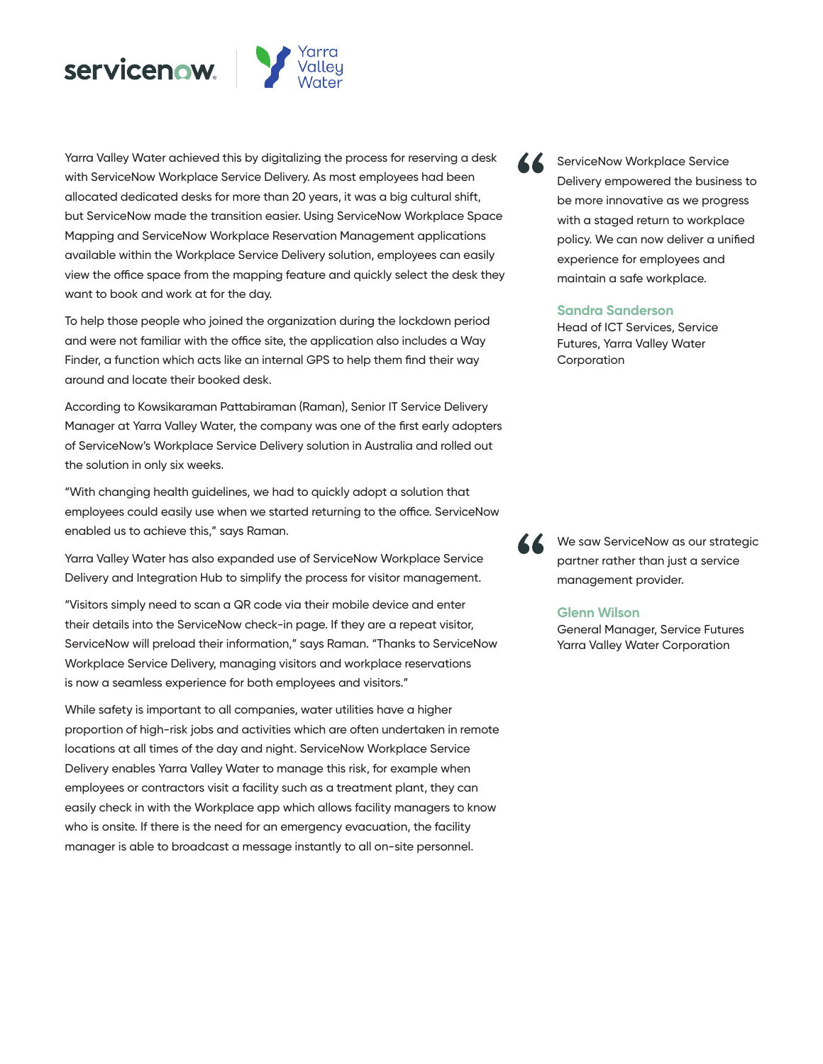Yarra Valley Water achieved this by digitalizing the process for reserving a desk with ServiceNow Workplace Service Delivery. As most employees had been allocated dedicated desks for more than 20 years, it was a big cultural shift, but ServiceNow made the transition easier. Using ServiceNow Workplace Space Mapping and ServiceNow Workplace Reservation Management applications available within the Workplace Service Delivery solution, employees can easily view the office space from the mapping feature and quickly select the desk they want to book and work at for the day.

To help those people who joined the organization during the lockdown period and were not familiar with the office site, the application also includes a Way Finder, a function which acts like an internal GPS to help them find their way around and locate their booked desk.

According to Kowsikaraman Pattabiraman (Raman), Senior IT Service Delivery Manager at Yarra Valley Water, the company was one of the first early adopters of ServiceNow's Workplace Service Delivery solution in Australia and rolled out the solution in only six weeks.

"With changing health guidelines, we had to quickly adopt a solution that employees could easily use when we started returning to the office. ServiceNow enabled us to achieve this," says Raman.

Yarra Valley Water has also expanded use of ServiceNow Workplace Service Delivery and Integration Hub to simplify the process for visitor management.

"Visitors simply need to scan a QR code via their mobile device and enter their details into the ServiceNow check-in page. If they are a repeat visitor, ServiceNow will preload their information," says Raman. "Thanks to ServiceNow Workplace Service Delivery, managing visitors and workplace reservations is now a seamless experience for both employees and visitors."

While safety is important to all companies, water utilities have a higher proportion of high-risk jobs and activities which are often undertaken in remote locations at all times of the day and night. ServiceNow Workplace Service Delivery enables Yarra Valley Water to manage this risk, for example when employees or contractors visit a facility such as a treatment plant, they can easily check in with the Workplace app which allows facility managers to know who is onsite. If there is the need for an emergency evacuation, the facility manager is able to broadcast a message instantly to all on-site personnel.

> "ServiceNow Workplace Service Delivery empowered the business to be more innovative as we progress with a staged return to workplace policy. We can now deliver a unified experience for employees and maintain a safe workplace.
>
> **Sandra Sanderson**
> Head of ICT Services, Service Futures, Yarra Valley Water Corporation

> "We saw ServiceNow as our strategic partner rather than just a service management provider.
>
> **Glenn Wilson**
> General Manager, Service Futures Yarra Valley Water Corporation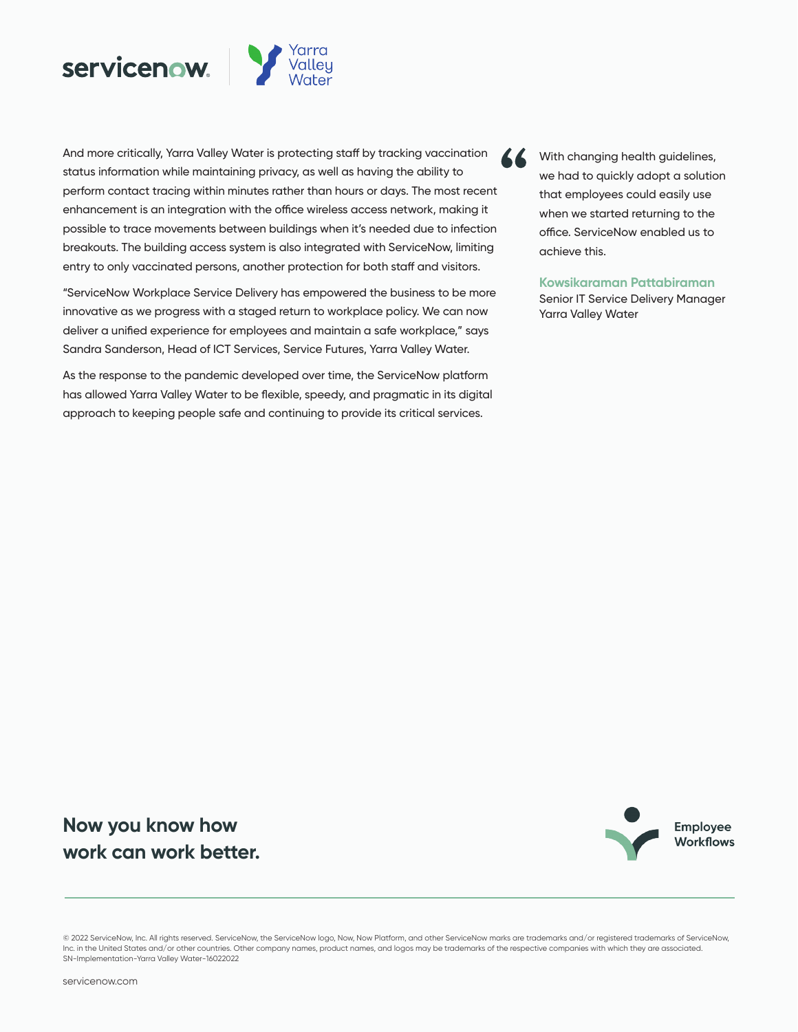And more critically, Yarra Valley Water is protecting staff by tracking vaccination status information while maintaining privacy, as well as having the ability to perform contact tracing within minutes rather than hours or days. The most recent enhancement is an integration with the office wireless access network, making it possible to trace movements between buildings when it's needed due to infection breakouts. The building access system is also integrated with ServiceNow, limiting entry to only vaccinated persons, another protection for both staff and visitors.

"ServiceNow Workplace Service Delivery has empowered the business to be more innovative as we progress with a staged return to workplace policy. We can now deliver a unified experience for employees and maintain a safe workplace," says Sandra Sanderson, Head of ICT Services, Service Futures, Yarra Valley Water.

As the response to the pandemic developed over time, the ServiceNow platform has allowed Yarra Valley Water to be flexible, speedy, and pragmatic in its digital approach to keeping people safe and continuing to provide its critical services.

> "With changing health guidelines, we had to quickly adopt a solution that employees could easily use when we started returning to the office. ServiceNow enabled us to achieve this.
>
> **Kowsikaraman Pattabiraman**
> Senior IT Service Delivery Manager
> Yarra Valley Water

## Now you know how work can work better.

**Employee Workflows**

© 2022 ServiceNow, Inc. All rights reserved. ServiceNow, the ServiceNow logo, Now, Now Platform, and other ServiceNow marks are trademarks and/or registered trademarks of ServiceNow, Inc. in the United States and/or other countries. Other company names, product names, and logos may be trademarks of the respective companies with which they are associated.
SN-Implementation-Yarra Valley Water-16022022

servicenow.com